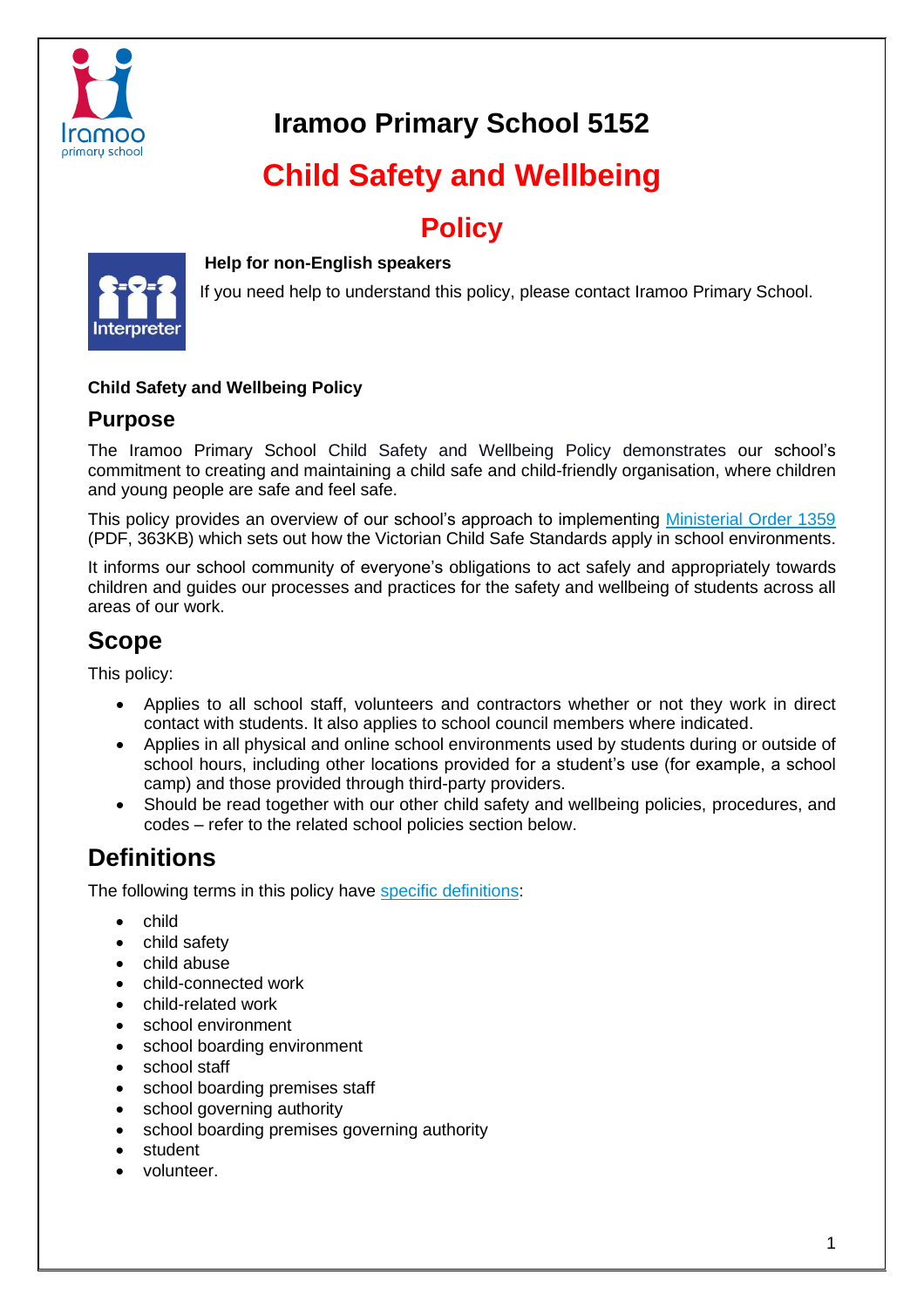# Iramoo Primary School 5152

# Child Safety and Wellbeing

# Policy

**Help for non-English speakers**

If you need help to understand this policy, please contact Iramoo Primary School.

**Child Safety and Wellbeing Policy**

## Purpose

The Iramoo Primary School Child Safety and Wellbeing Policy demonstrates our school's commitment to creating and maintaining a child safe and child-friendly organisation, where children and young people are safe and feel safe.

This policy provides an overview of our school's approach to implementing Ministerial Order 1359 (PDF, 363KB) which sets out how the Victorian Child Safe Standards apply in school environments.

It informs our school community of everyone's obligations to act safely and appropriately towards children and guides our processes and practices for the safety and wellbeing of students across all areas of our work.

## Scope

This policy:

- Applies to all school staff, volunteers and contractors whether or not they work in direct contact with students. It also applies to school council members where indicated.
- Applies in all physical and online school environments used by students during or outside of school hours, including other locations provided for a student's use (for example, a school camp) and those provided through third-party providers.
- Should be read together with our other child safety and wellbeing policies, procedures, and codes – refer to the related school policies section below.

## Definitions

The following terms in this policy have specific definitions:

- child
- child safety
- child abuse
- child-connected work
- child-related work
- school environment
- school boarding environment
- school staff
- school boarding premises staff
- school governing authority
- school boarding premises governing authority
- student
- volunteer.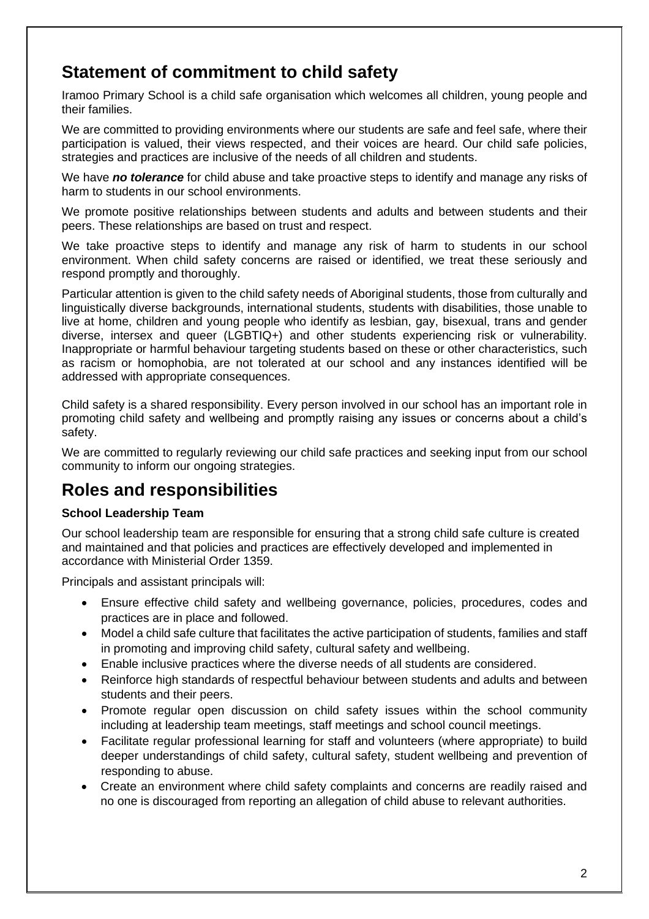## Statement of commitment to child safety

Iramoo Primary School is a child safe organisation which welcomes all children, young people and their families.

We are committed to providing environments where our students are safe and feel safe, where their participation is valued, their views respected, and their voices are heard. Our child safe policies, strategies and practices are inclusive of the needs of all children and students.

We have ***no tolerance*** for child abuse and take proactive steps to identify and manage any risks of harm to students in our school environments.

We promote positive relationships between students and adults and between students and their peers. These relationships are based on trust and respect.

We take proactive steps to identify and manage any risk of harm to students in our school environment. When child safety concerns are raised or identified, we treat these seriously and respond promptly and thoroughly.

Particular attention is given to the child safety needs of Aboriginal students, those from culturally and linguistically diverse backgrounds, international students, students with disabilities, those unable to live at home, children and young people who identify as lesbian, gay, bisexual, trans and gender diverse, intersex and queer (LGBTIQ+) and other students experiencing risk or vulnerability. Inappropriate or harmful behaviour targeting students based on these or other characteristics, such as racism or homophobia, are not tolerated at our school and any instances identified will be addressed with appropriate consequences.

Child safety is a shared responsibility. Every person involved in our school has an important role in promoting child safety and wellbeing and promptly raising any issues or concerns about a child's safety.

We are committed to regularly reviewing our child safe practices and seeking input from our school community to inform our ongoing strategies.

## Roles and responsibilities

**School Leadership Team**

Our school leadership team are responsible for ensuring that a strong child safe culture is created and maintained and that policies and practices are effectively developed and implemented in accordance with Ministerial Order 1359.

Principals and assistant principals will:

- Ensure effective child safety and wellbeing governance, policies, procedures, codes and practices are in place and followed.
- Model a child safe culture that facilitates the active participation of students, families and staff in promoting and improving child safety, cultural safety and wellbeing.
- Enable inclusive practices where the diverse needs of all students are considered.
- Reinforce high standards of respectful behaviour between students and adults and between students and their peers.
- Promote regular open discussion on child safety issues within the school community including at leadership team meetings, staff meetings and school council meetings.
- Facilitate regular professional learning for staff and volunteers (where appropriate) to build deeper understandings of child safety, cultural safety, student wellbeing and prevention of responding to abuse.
- Create an environment where child safety complaints and concerns are readily raised and no one is discouraged from reporting an allegation of child abuse to relevant authorities.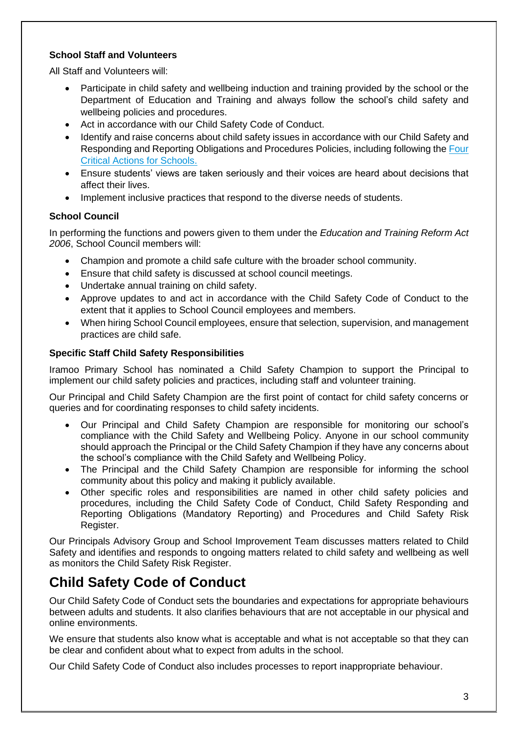### School Staff and Volunteers

All Staff and Volunteers will:

- Participate in child safety and wellbeing induction and training provided by the school or the Department of Education and Training and always follow the school's child safety and wellbeing policies and procedures.
- Act in accordance with our Child Safety Code of Conduct.
- Identify and raise concerns about child safety issues in accordance with our Child Safety and Responding and Reporting Obligations and Procedures Policies, including following the Four Critical Actions for Schools.
- Ensure students' views are taken seriously and their voices are heard about decisions that affect their lives.
- Implement inclusive practices that respond to the diverse needs of students.

### School Council

In performing the functions and powers given to them under the *Education and Training Reform Act 2006*, School Council members will:

- Champion and promote a child safe culture with the broader school community.
- Ensure that child safety is discussed at school council meetings.
- Undertake annual training on child safety.
- Approve updates to and act in accordance with the Child Safety Code of Conduct to the extent that it applies to School Council employees and members.
- When hiring School Council employees, ensure that selection, supervision, and management practices are child safe.

### Specific Staff Child Safety Responsibilities

Iramoo Primary School has nominated a Child Safety Champion to support the Principal to implement our child safety policies and practices, including staff and volunteer training.

Our Principal and Child Safety Champion are the first point of contact for child safety concerns or queries and for coordinating responses to child safety incidents.

- Our Principal and Child Safety Champion are responsible for monitoring our school's compliance with the Child Safety and Wellbeing Policy. Anyone in our school community should approach the Principal or the Child Safety Champion if they have any concerns about the school's compliance with the Child Safety and Wellbeing Policy.
- The Principal and the Child Safety Champion are responsible for informing the school community about this policy and making it publicly available.
- Other specific roles and responsibilities are named in other child safety policies and procedures, including the Child Safety Code of Conduct, Child Safety Responding and Reporting Obligations (Mandatory Reporting) and Procedures and Child Safety Risk Register.

Our Principals Advisory Group and School Improvement Team discusses matters related to Child Safety and identifies and responds to ongoing matters related to child safety and wellbeing as well as monitors the Child Safety Risk Register.

## Child Safety Code of Conduct

Our Child Safety Code of Conduct sets the boundaries and expectations for appropriate behaviours between adults and students. It also clarifies behaviours that are not acceptable in our physical and online environments.

We ensure that students also know what is acceptable and what is not acceptable so that they can be clear and confident about what to expect from adults in the school.

Our Child Safety Code of Conduct also includes processes to report inappropriate behaviour.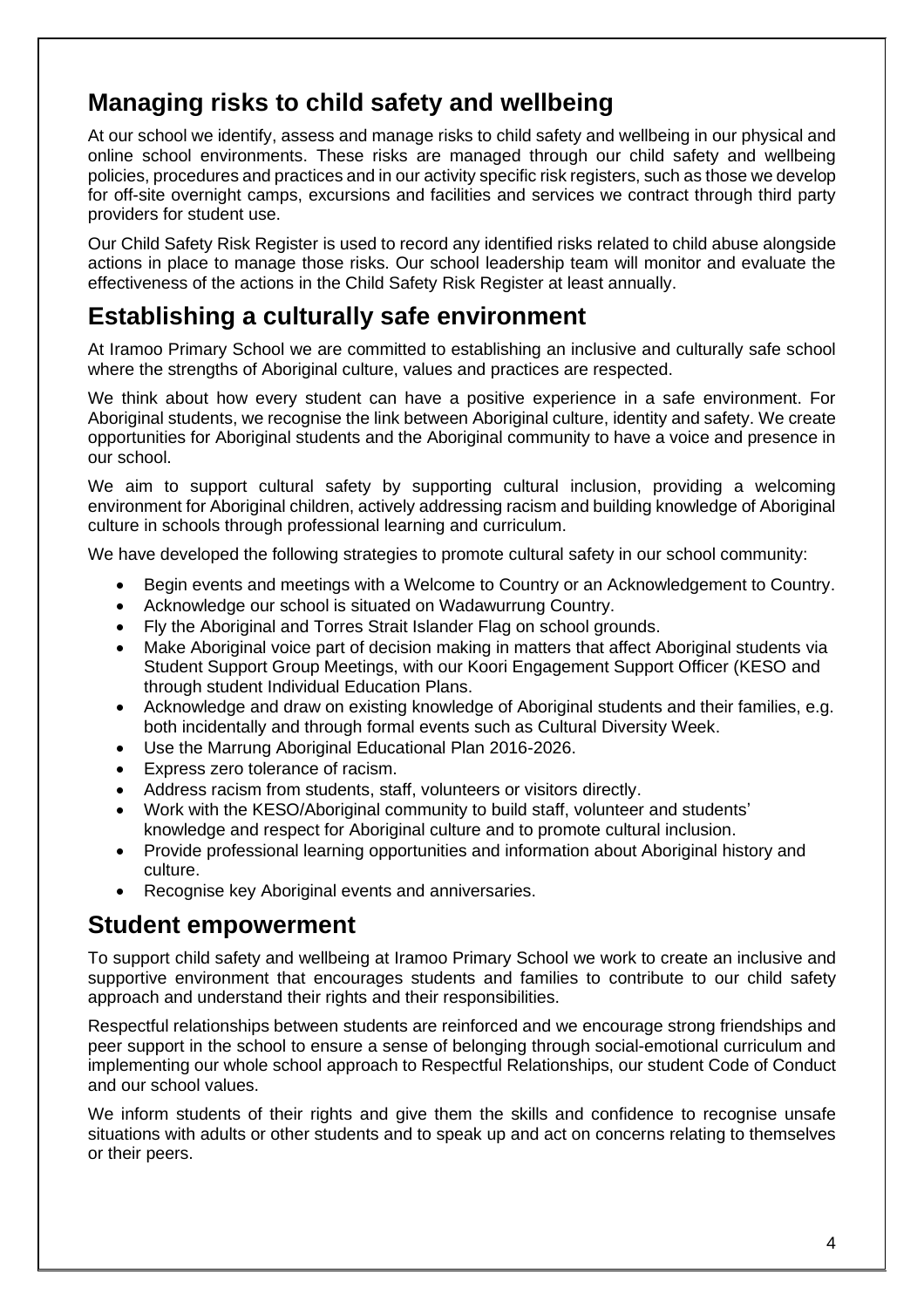## Managing risks to child safety and wellbeing

At our school we identify, assess and manage risks to child safety and wellbeing in our physical and online school environments. These risks are managed through our child safety and wellbeing policies, procedures and practices and in our activity specific risk registers, such as those we develop for off-site overnight camps, excursions and facilities and services we contract through third party providers for student use.

Our Child Safety Risk Register is used to record any identified risks related to child abuse alongside actions in place to manage those risks. Our school leadership team will monitor and evaluate the effectiveness of the actions in the Child Safety Risk Register at least annually.

## Establishing a culturally safe environment

At Iramoo Primary School we are committed to establishing an inclusive and culturally safe school where the strengths of Aboriginal culture, values and practices are respected.

We think about how every student can have a positive experience in a safe environment. For Aboriginal students, we recognise the link between Aboriginal culture, identity and safety. We create opportunities for Aboriginal students and the Aboriginal community to have a voice and presence in our school.

We aim to support cultural safety by supporting cultural inclusion, providing a welcoming environment for Aboriginal children, actively addressing racism and building knowledge of Aboriginal culture in schools through professional learning and curriculum.

We have developed the following strategies to promote cultural safety in our school community:

- Begin events and meetings with a Welcome to Country or an Acknowledgement to Country.
- Acknowledge our school is situated on Wadawurrung Country.
- Fly the Aboriginal and Torres Strait Islander Flag on school grounds.
- Make Aboriginal voice part of decision making in matters that affect Aboriginal students via Student Support Group Meetings, with our Koori Engagement Support Officer (KESO and through student Individual Education Plans.
- Acknowledge and draw on existing knowledge of Aboriginal students and their families, e.g. both incidentally and through formal events such as Cultural Diversity Week.
- Use the Marrung Aboriginal Educational Plan 2016-2026.
- Express zero tolerance of racism.
- Address racism from students, staff, volunteers or visitors directly.
- Work with the KESO/Aboriginal community to build staff, volunteer and students' knowledge and respect for Aboriginal culture and to promote cultural inclusion.
- Provide professional learning opportunities and information about Aboriginal history and culture.
- Recognise key Aboriginal events and anniversaries.

## Student empowerment

To support child safety and wellbeing at Iramoo Primary School we work to create an inclusive and supportive environment that encourages students and families to contribute to our child safety approach and understand their rights and their responsibilities.

Respectful relationships between students are reinforced and we encourage strong friendships and peer support in the school to ensure a sense of belonging through social-emotional curriculum and implementing our whole school approach to Respectful Relationships, our student Code of Conduct and our school values.

We inform students of their rights and give them the skills and confidence to recognise unsafe situations with adults or other students and to speak up and act on concerns relating to themselves or their peers.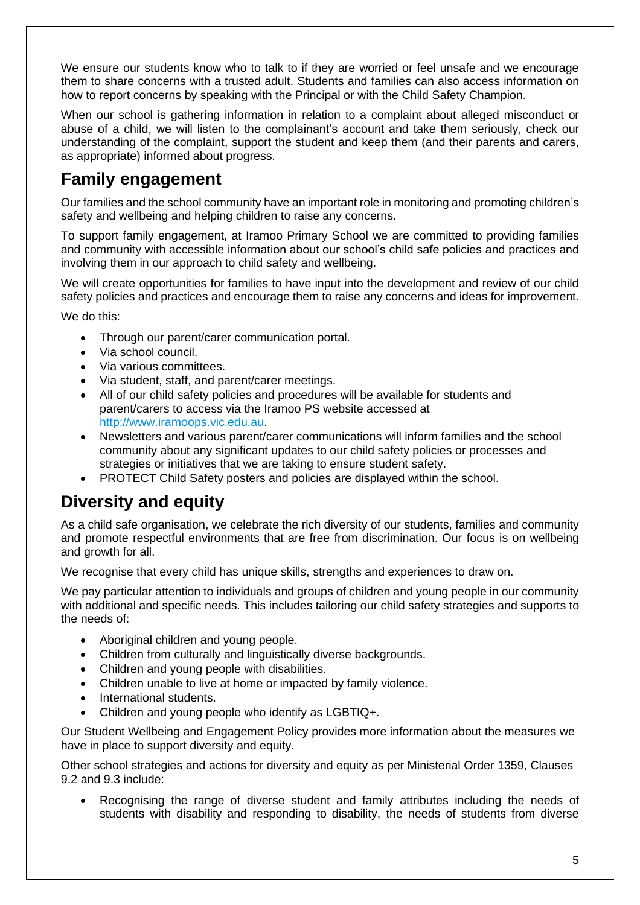We ensure our students know who to talk to if they are worried or feel unsafe and we encourage them to share concerns with a trusted adult. Students and families can also access information on how to report concerns by speaking with the Principal or with the Child Safety Champion.

When our school is gathering information in relation to a complaint about alleged misconduct or abuse of a child, we will listen to the complainant's account and take them seriously, check our understanding of the complaint, support the student and keep them (and their parents and carers, as appropriate) informed about progress.

## Family engagement

Our families and the school community have an important role in monitoring and promoting children's safety and wellbeing and helping children to raise any concerns.

To support family engagement, at Iramoo Primary School we are committed to providing families and community with accessible information about our school's child safe policies and practices and involving them in our approach to child safety and wellbeing.

We will create opportunities for families to have input into the development and review of our child safety policies and practices and encourage them to raise any concerns and ideas for improvement.

We do this:

- Through our parent/carer communication portal.
- Via school council.
- Via various committees.
- Via student, staff, and parent/carer meetings.
- All of our child safety policies and procedures will be available for students and parent/carers to access via the Iramoo PS website accessed at http://www.iramoops.vic.edu.au.
- Newsletters and various parent/carer communications will inform families and the school community about any significant updates to our child safety policies or processes and strategies or initiatives that we are taking to ensure student safety.
- PROTECT Child Safety posters and policies are displayed within the school.

## Diversity and equity

As a child safe organisation, we celebrate the rich diversity of our students, families and community and promote respectful environments that are free from discrimination. Our focus is on wellbeing and growth for all.

We recognise that every child has unique skills, strengths and experiences to draw on.

We pay particular attention to individuals and groups of children and young people in our community with additional and specific needs. This includes tailoring our child safety strategies and supports to the needs of:

- Aboriginal children and young people.
- Children from culturally and linguistically diverse backgrounds.
- Children and young people with disabilities.
- Children unable to live at home or impacted by family violence.
- International students.
- Children and young people who identify as LGBTIQ+.

Our Student Wellbeing and Engagement Policy provides more information about the measures we have in place to support diversity and equity.

Other school strategies and actions for diversity and equity as per Ministerial Order 1359, Clauses 9.2 and 9.3 include:

- Recognising the range of diverse student and family attributes including the needs of students with disability and responding to disability, the needs of students from diverse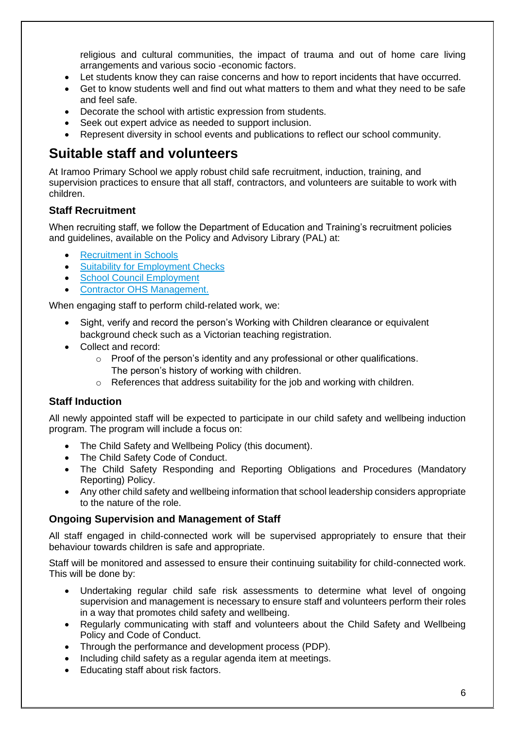religious and cultural communities, the impact of trauma and out of home care living arrangements and various socio -economic factors.

- Let students know they can raise concerns and how to report incidents that have occurred.
- Get to know students well and find out what matters to them and what they need to be safe and feel safe.
- Decorate the school with artistic expression from students.
- Seek out expert advice as needed to support inclusion.
- Represent diversity in school events and publications to reflect our school community.

## Suitable staff and volunteers

At Iramoo Primary School we apply robust child safe recruitment, induction, training, and supervision practices to ensure that all staff, contractors, and volunteers are suitable to work with children.

### Staff Recruitment

When recruiting staff, we follow the Department of Education and Training's recruitment policies and guidelines, available on the Policy and Advisory Library (PAL) at:

- Recruitment in Schools
- Suitability for Employment Checks
- School Council Employment
- Contractor OHS Management.

When engaging staff to perform child-related work, we:

- Sight, verify and record the person's Working with Children clearance or equivalent background check such as a Victorian teaching registration.
- Collect and record:
  - Proof of the person's identity and any professional or other qualifications. The person's history of working with children.
  - References that address suitability for the job and working with children.

### Staff Induction

All newly appointed staff will be expected to participate in our child safety and wellbeing induction program. The program will include a focus on:

- The Child Safety and Wellbeing Policy (this document).
- The Child Safety Code of Conduct.
- The Child Safety Responding and Reporting Obligations and Procedures (Mandatory Reporting) Policy.
- Any other child safety and wellbeing information that school leadership considers appropriate to the nature of the role.

### Ongoing Supervision and Management of Staff

All staff engaged in child-connected work will be supervised appropriately to ensure that their behaviour towards children is safe and appropriate.

Staff will be monitored and assessed to ensure their continuing suitability for child-connected work. This will be done by:

- Undertaking regular child safe risk assessments to determine what level of ongoing supervision and management is necessary to ensure staff and volunteers perform their roles in a way that promotes child safety and wellbeing.
- Regularly communicating with staff and volunteers about the Child Safety and Wellbeing Policy and Code of Conduct.
- Through the performance and development process (PDP).
- Including child safety as a regular agenda item at meetings.
- Educating staff about risk factors.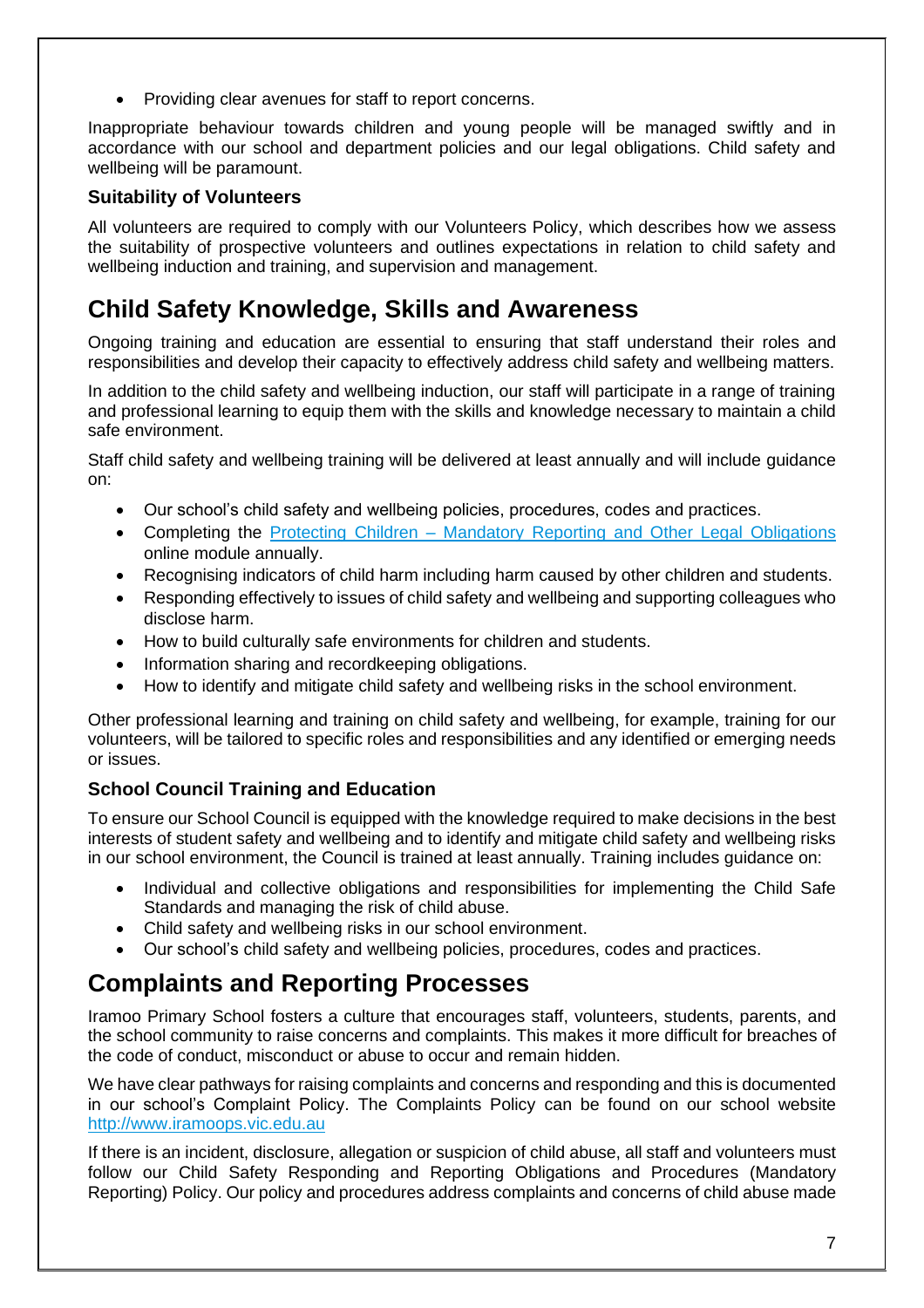- Providing clear avenues for staff to report concerns.

Inappropriate behaviour towards children and young people will be managed swiftly and in accordance with our school and department policies and our legal obligations. Child safety and wellbeing will be paramount.

### Suitability of Volunteers

All volunteers are required to comply with our Volunteers Policy, which describes how we assess the suitability of prospective volunteers and outlines expectations in relation to child safety and wellbeing induction and training, and supervision and management.

## Child Safety Knowledge, Skills and Awareness

Ongoing training and education are essential to ensuring that staff understand their roles and responsibilities and develop their capacity to effectively address child safety and wellbeing matters.

In addition to the child safety and wellbeing induction, our staff will participate in a range of training and professional learning to equip them with the skills and knowledge necessary to maintain a child safe environment.

Staff child safety and wellbeing training will be delivered at least annually and will include guidance on:

- Our school's child safety and wellbeing policies, procedures, codes and practices.
- Completing the [Protecting Children – Mandatory Reporting and Other Legal Obligations]() online module annually.
- Recognising indicators of child harm including harm caused by other children and students.
- Responding effectively to issues of child safety and wellbeing and supporting colleagues who disclose harm.
- How to build culturally safe environments for children and students.
- Information sharing and recordkeeping obligations.
- How to identify and mitigate child safety and wellbeing risks in the school environment.

Other professional learning and training on child safety and wellbeing, for example, training for our volunteers, will be tailored to specific roles and responsibilities and any identified or emerging needs or issues.

### School Council Training and Education

To ensure our School Council is equipped with the knowledge required to make decisions in the best interests of student safety and wellbeing and to identify and mitigate child safety and wellbeing risks in our school environment, the Council is trained at least annually. Training includes guidance on:

- Individual and collective obligations and responsibilities for implementing the Child Safe Standards and managing the risk of child abuse.
- Child safety and wellbeing risks in our school environment.
- Our school's child safety and wellbeing policies, procedures, codes and practices.

## Complaints and Reporting Processes

Iramoo Primary School fosters a culture that encourages staff, volunteers, students, parents, and the school community to raise concerns and complaints. This makes it more difficult for breaches of the code of conduct, misconduct or abuse to occur and remain hidden.

We have clear pathways for raising complaints and concerns and responding and this is documented in our school's Complaint Policy. The Complaints Policy can be found on our school website [http://www.iramoops.vic.edu.au](http://www.iramoops.vic.edu.au)

If there is an incident, disclosure, allegation or suspicion of child abuse, all staff and volunteers must follow our Child Safety Responding and Reporting Obligations and Procedures (Mandatory Reporting) Policy. Our policy and procedures address complaints and concerns of child abuse made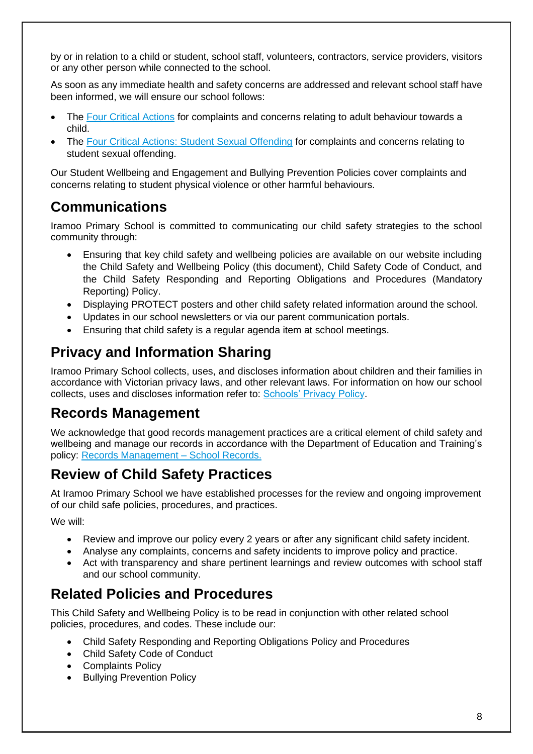by or in relation to a child or student, school staff, volunteers, contractors, service providers, visitors or any other person while connected to the school.

As soon as any immediate health and safety concerns are addressed and relevant school staff have been informed, we will ensure our school follows:

- The Four Critical Actions for complaints and concerns relating to adult behaviour towards a child.
- The Four Critical Actions: Student Sexual Offending for complaints and concerns relating to student sexual offending.

Our Student Wellbeing and Engagement and Bullying Prevention Policies cover complaints and concerns relating to student physical violence or other harmful behaviours.

## Communications

Iramoo Primary School is committed to communicating our child safety strategies to the school community through:

- Ensuring that key child safety and wellbeing policies are available on our website including the Child Safety and Wellbeing Policy (this document), Child Safety Code of Conduct, and the Child Safety Responding and Reporting Obligations and Procedures (Mandatory Reporting) Policy.
- Displaying PROTECT posters and other child safety related information around the school.
- Updates in our school newsletters or via our parent communication portals.
- Ensuring that child safety is a regular agenda item at school meetings.

## Privacy and Information Sharing

Iramoo Primary School collects, uses, and discloses information about children and their families in accordance with Victorian privacy laws, and other relevant laws. For information on how our school collects, uses and discloses information refer to: Schools' Privacy Policy.

## Records Management

We acknowledge that good records management practices are a critical element of child safety and wellbeing and manage our records in accordance with the Department of Education and Training's policy: Records Management – School Records.

## Review of Child Safety Practices

At Iramoo Primary School we have established processes for the review and ongoing improvement of our child safe policies, procedures, and practices.

We will:

- Review and improve our policy every 2 years or after any significant child safety incident.
- Analyse any complaints, concerns and safety incidents to improve policy and practice.
- Act with transparency and share pertinent learnings and review outcomes with school staff and our school community.

## Related Policies and Procedures

This Child Safety and Wellbeing Policy is to be read in conjunction with other related school policies, procedures, and codes. These include our:

- Child Safety Responding and Reporting Obligations Policy and Procedures
- Child Safety Code of Conduct
- Complaints Policy
- Bullying Prevention Policy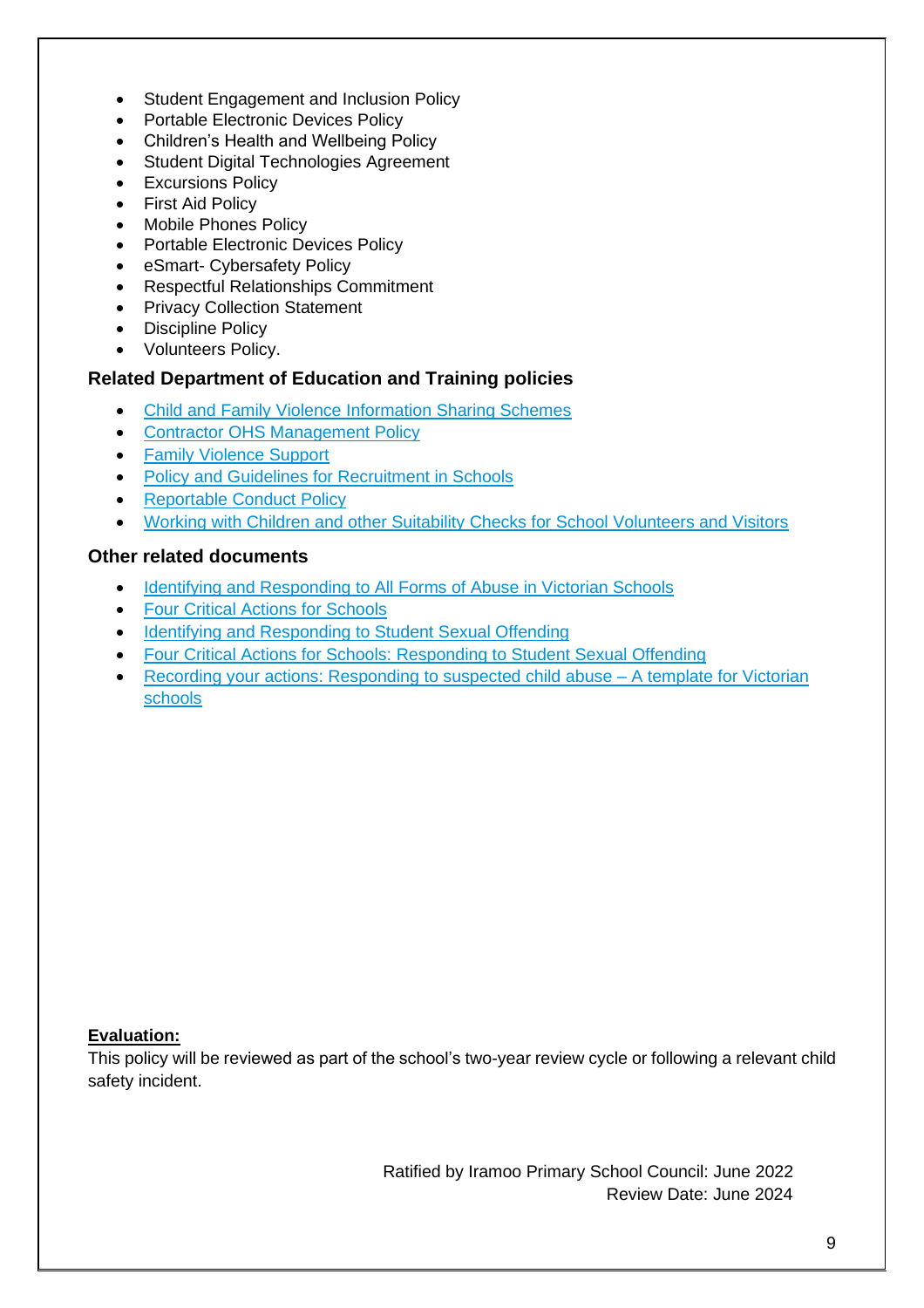- Student Engagement and Inclusion Policy
- Portable Electronic Devices Policy
- Children's Health and Wellbeing Policy
- Student Digital Technologies Agreement
- Excursions Policy
- First Aid Policy
- Mobile Phones Policy
- Portable Electronic Devices Policy
- eSmart- Cybersafety Policy
- Respectful Relationships Commitment
- Privacy Collection Statement
- Discipline Policy
- Volunteers Policy.

### Related Department of Education and Training policies

- Child and Family Violence Information Sharing Schemes
- Contractor OHS Management Policy
- Family Violence Support
- Policy and Guidelines for Recruitment in Schools
- Reportable Conduct Policy
- Working with Children and other Suitability Checks for School Volunteers and Visitors

### Other related documents

- Identifying and Responding to All Forms of Abuse in Victorian Schools
- Four Critical Actions for Schools
- Identifying and Responding to Student Sexual Offending
- Four Critical Actions for Schools: Responding to Student Sexual Offending
- Recording your actions: Responding to suspected child abuse – A template for Victorian schools

**Evaluation:**

This policy will be reviewed as part of the school's two-year review cycle or following a relevant child safety incident.

Ratified by Iramoo Primary School Council: June 2022
Review Date: June 2024